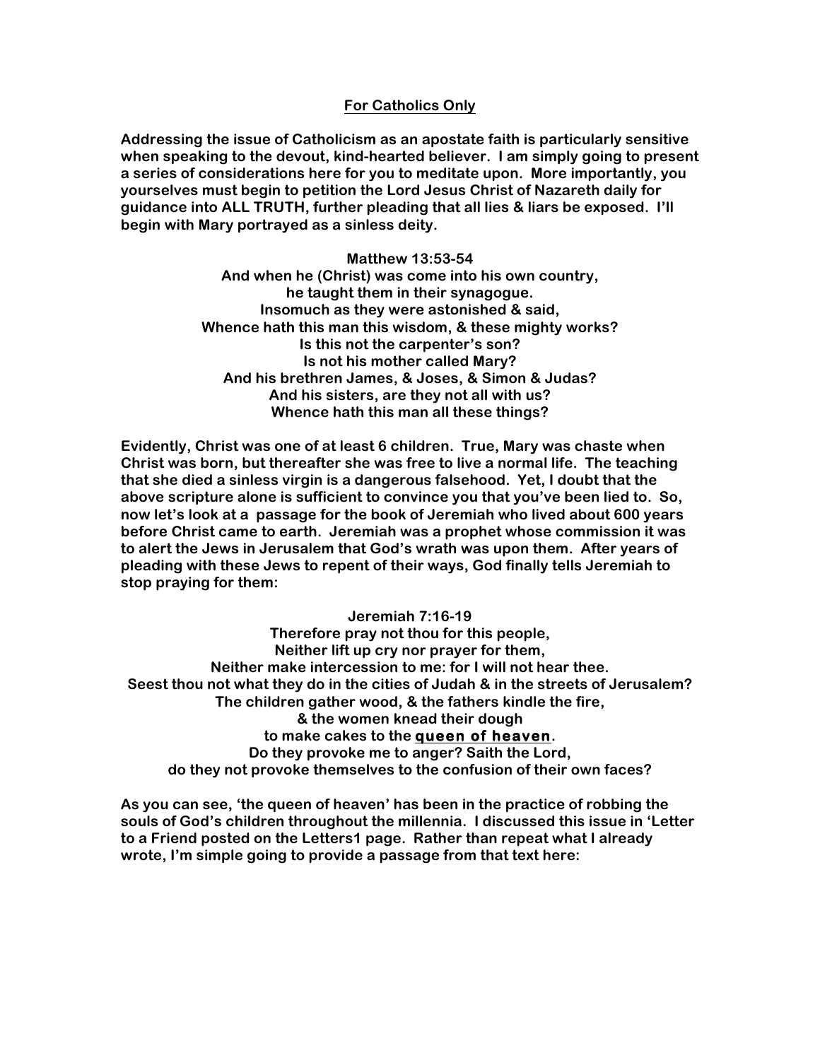**<u>For Catholics Only</u>**

**Addressing the issue of Catholicism as an apostate faith is particularly sensitive when speaking to the devout, kind-hearted believer. I am simply going to present a series of considerations here for you to meditate upon. More importantly, you yourselves must begin to petition the Lord Jesus Christ of Nazareth daily for guidance into ALL TRUTH, further pleading that all lies & liars be exposed. I'll begin with Mary portrayed as a sinless deity.**

**Matthew 13:53-54**
**And when he (Christ) was come into his own country,**
**he taught them in their synagogue.**
**Insomuch as they were astonished & said,**
**Whence hath this man this wisdom, & these mighty works?**
**Is this not the carpenter's son?**
**Is not his mother called Mary?**
**And his brethren James, & Joses, & Simon & Judas?**
**And his sisters, are they not all with us?**
**Whence hath this man all these things?**

**Evidently, Christ was one of at least 6 children. True, Mary was chaste when Christ was born, but thereafter she was free to live a normal life. The teaching that she died a sinless virgin is a dangerous falsehood. Yet, I doubt that the above scripture alone is sufficient to convince you that you've been lied to. So, now let's look at a passage for the book of Jeremiah who lived about 600 years before Christ came to earth. Jeremiah was a prophet whose commission it was to alert the Jews in Jerusalem that God's wrath was upon them. After years of pleading with these Jews to repent of their ways, God finally tells Jeremiah to stop praying for them:**

**Jeremiah 7:16-19**
**Therefore pray not thou for this people,**
**Neither lift up cry nor prayer for them,**
**Neither make intercession to me: for I will not hear thee.**
**Seest thou not what they do in the cities of Judah & in the streets of Jerusalem?**
**The children gather wood, & the fathers kindle the fire,**
**& the women knead their dough**
**to make cakes to the <u>queen of heaven</u>.**
**Do they provoke me to anger? Saith the Lord,**
**do they not provoke themselves to the confusion of their own faces?**

**As you can see, 'the queen of heaven' has been in the practice of robbing the souls of God's children throughout the millennia. I discussed this issue in 'Letter to a Friend posted on the Letters1 page. Rather than repeat what I already wrote, I'm simple going to provide a passage from that text here:**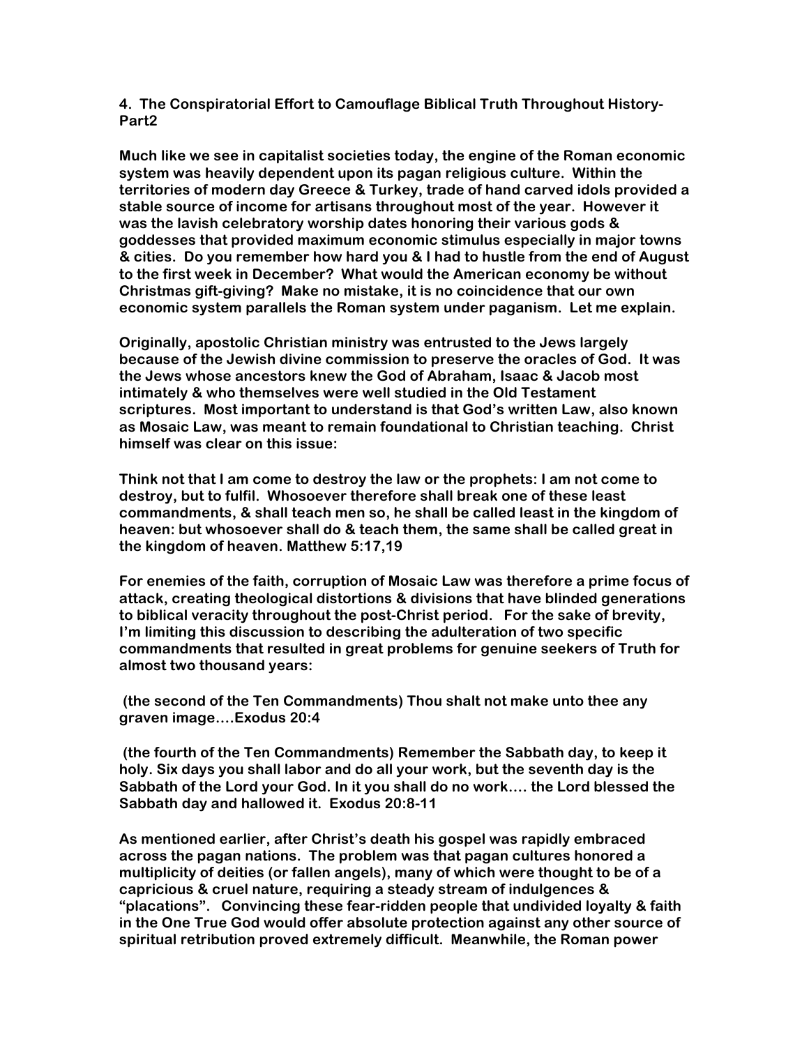**4. The Conspiratorial Effort to Camouflage Biblical Truth Throughout History-Part2**

**Much like we see in capitalist societies today, the engine of the Roman economic system was heavily dependent upon its pagan religious culture. Within the territories of modern day Greece & Turkey, trade of hand carved idols provided a stable source of income for artisans throughout most of the year. However it was the lavish celebratory worship dates honoring their various gods & goddesses that provided maximum economic stimulus especially in major towns & cities. Do you remember how hard you & I had to hustle from the end of August to the first week in December? What would the American economy be without Christmas gift-giving? Make no mistake, it is no coincidence that our own economic system parallels the Roman system under paganism. Let me explain.**

**Originally, apostolic Christian ministry was entrusted to the Jews largely because of the Jewish divine commission to preserve the oracles of God. It was the Jews whose ancestors knew the God of Abraham, Isaac & Jacob most intimately & who themselves were well studied in the Old Testament scriptures. Most important to understand is that God's written Law, also known as Mosaic Law, was meant to remain foundational to Christian teaching. Christ himself was clear on this issue:**

**Think not that I am come to destroy the law or the prophets: I am not come to destroy, but to fulfil. Whosoever therefore shall break one of these least commandments, & shall teach men so, he shall be called least in the kingdom of heaven: but whosoever shall do & teach them, the same shall be called great in the kingdom of heaven. Matthew 5:17,19**

**For enemies of the faith, corruption of Mosaic Law was therefore a prime focus of attack, creating theological distortions & divisions that have blinded generations to biblical veracity throughout the post-Christ period. For the sake of brevity, I'm limiting this discussion to describing the adulteration of two specific commandments that resulted in great problems for genuine seekers of Truth for almost two thousand years:**

**(the second of the Ten Commandments) Thou shalt not make unto thee any graven image….Exodus 20:4**

**(the fourth of the Ten Commandments) Remember the Sabbath day, to keep it holy. Six days you shall labor and do all your work, but the seventh day is the Sabbath of the Lord your God. In it you shall do no work…. the Lord blessed the Sabbath day and hallowed it. Exodus 20:8-11**

**As mentioned earlier, after Christ's death his gospel was rapidly embraced across the pagan nations. The problem was that pagan cultures honored a multiplicity of deities (or fallen angels), many of which were thought to be of a capricious & cruel nature, requiring a steady stream of indulgences & "placations". Convincing these fear-ridden people that undivided loyalty & faith in the One True God would offer absolute protection against any other source of spiritual retribution proved extremely difficult. Meanwhile, the Roman power**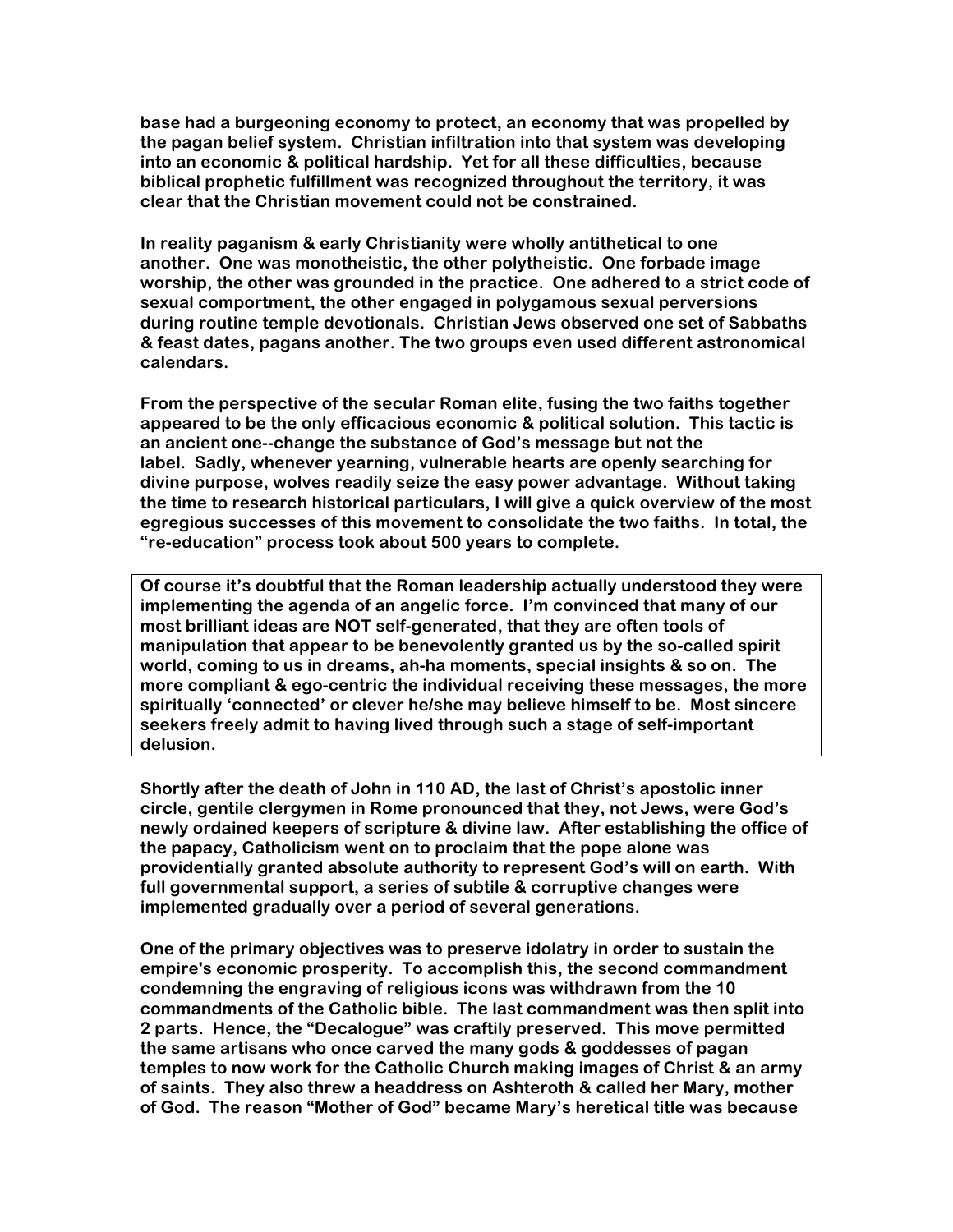**base had a burgeoning economy to protect, an economy that was propelled by the pagan belief system. Christian infiltration into that system was developing into an economic & political hardship. Yet for all these difficulties, because biblical prophetic fulfillment was recognized throughout the territory, it was clear that the Christian movement could not be constrained.**

**In reality paganism & early Christianity were wholly antithetical to one another. One was monotheistic, the other polytheistic. One forbade image worship, the other was grounded in the practice. One adhered to a strict code of sexual comportment, the other engaged in polygamous sexual perversions during routine temple devotionals. Christian Jews observed one set of Sabbaths & feast dates, pagans another. The two groups even used different astronomical calendars.**

**From the perspective of the secular Roman elite, fusing the two faiths together appeared to be the only efficacious economic & political solution. This tactic is an ancient one--change the substance of God's message but not the label. Sadly, whenever yearning, vulnerable hearts are openly searching for divine purpose, wolves readily seize the easy power advantage. Without taking the time to research historical particulars, I will give a quick overview of the most egregious successes of this movement to consolidate the two faiths. In total, the "re-education" process took about 500 years to complete.**

> **Of course it's doubtful that the Roman leadership actually understood they were implementing the agenda of an angelic force. I'm convinced that many of our most brilliant ideas are NOT self-generated, that they are often tools of manipulation that appear to be benevolently granted us by the so-called spirit world, coming to us in dreams, ah-ha moments, special insights & so on. The more compliant & ego-centric the individual receiving these messages, the more spiritually 'connected' or clever he/she may believe himself to be. Most sincere seekers freely admit to having lived through such a stage of self-important delusion.**

**Shortly after the death of John in 110 AD, the last of Christ's apostolic inner circle, gentile clergymen in Rome pronounced that they, not Jews, were God's newly ordained keepers of scripture & divine law. After establishing the office of the papacy, Catholicism went on to proclaim that the pope alone was providentially granted absolute authority to represent God's will on earth. With full governmental support, a series of subtile & corruptive changes were implemented gradually over a period of several generations.**

**One of the primary objectives was to preserve idolatry in order to sustain the empire's economic prosperity. To accomplish this, the second commandment condemning the engraving of religious icons was withdrawn from the 10 commandments of the Catholic bible. The last commandment was then split into 2 parts. Hence, the "Decalogue" was craftily preserved. This move permitted the same artisans who once carved the many gods & goddesses of pagan temples to now work for the Catholic Church making images of Christ & an army of saints. They also threw a headdress on Ashteroth & called her Mary, mother of God. The reason "Mother of God" became Mary's heretical title was because**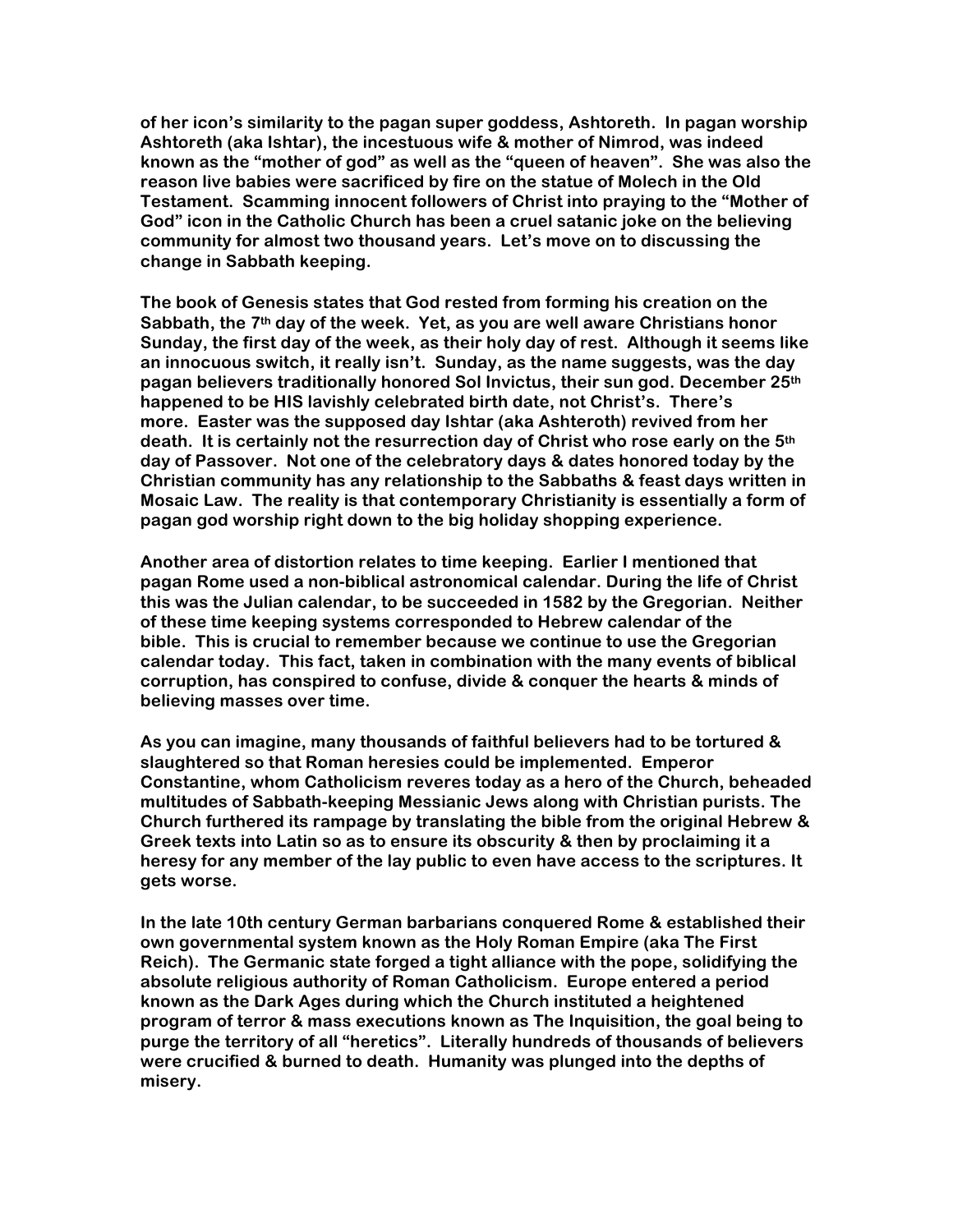**of her icon's similarity to the pagan super goddess, Ashtoreth. In pagan worship Ashtoreth (aka Ishtar), the incestuous wife & mother of Nimrod, was indeed known as the "mother of god" as well as the "queen of heaven". She was also the reason live babies were sacrificed by fire on the statue of Molech in the Old Testament. Scamming innocent followers of Christ into praying to the "Mother of God" icon in the Catholic Church has been a cruel satanic joke on the believing community for almost two thousand years. Let's move on to discussing the change in Sabbath keeping.**

**The book of Genesis states that God rested from forming his creation on the Sabbath, the 7th day of the week. Yet, as you are well aware Christians honor Sunday, the first day of the week, as their holy day of rest. Although it seems like an innocuous switch, it really isn't. Sunday, as the name suggests, was the day pagan believers traditionally honored Sol Invictus, their sun god. December 25th happened to be HIS lavishly celebrated birth date, not Christ's. There's more. Easter was the supposed day Ishtar (aka Ashteroth) revived from her death. It is certainly not the resurrection day of Christ who rose early on the 5th day of Passover. Not one of the celebratory days & dates honored today by the Christian community has any relationship to the Sabbaths & feast days written in Mosaic Law. The reality is that contemporary Christianity is essentially a form of pagan god worship right down to the big holiday shopping experience.**

**Another area of distortion relates to time keeping. Earlier I mentioned that pagan Rome used a non-biblical astronomical calendar. During the life of Christ this was the Julian calendar, to be succeeded in 1582 by the Gregorian. Neither of these time keeping systems corresponded to Hebrew calendar of the bible. This is crucial to remember because we continue to use the Gregorian calendar today. This fact, taken in combination with the many events of biblical corruption, has conspired to confuse, divide & conquer the hearts & minds of believing masses over time.**

**As you can imagine, many thousands of faithful believers had to be tortured & slaughtered so that Roman heresies could be implemented. Emperor Constantine, whom Catholicism reveres today as a hero of the Church, beheaded multitudes of Sabbath-keeping Messianic Jews along with Christian purists. The Church furthered its rampage by translating the bible from the original Hebrew & Greek texts into Latin so as to ensure its obscurity & then by proclaiming it a heresy for any member of the lay public to even have access to the scriptures. It gets worse.**

**In the late 10th century German barbarians conquered Rome & established their own governmental system known as the Holy Roman Empire (aka The First Reich). The Germanic state forged a tight alliance with the pope, solidifying the absolute religious authority of Roman Catholicism. Europe entered a period known as the Dark Ages during which the Church instituted a heightened program of terror & mass executions known as The Inquisition, the goal being to purge the territory of all "heretics". Literally hundreds of thousands of believers were crucified & burned to death. Humanity was plunged into the depths of misery.**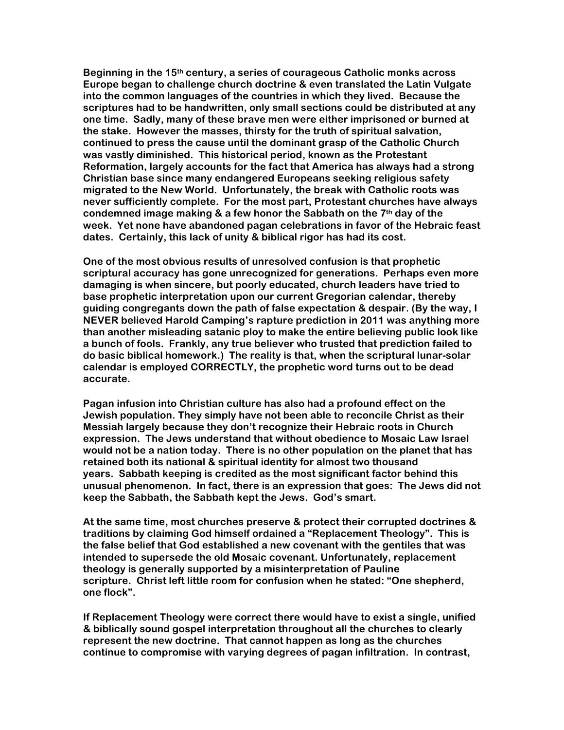**Beginning in the 15th century, a series of courageous Catholic monks across Europe began to challenge church doctrine & even translated the Latin Vulgate into the common languages of the countries in which they lived. Because the scriptures had to be handwritten, only small sections could be distributed at any one time. Sadly, many of these brave men were either imprisoned or burned at the stake. However the masses, thirsty for the truth of spiritual salvation, continued to press the cause until the dominant grasp of the Catholic Church was vastly diminished. This historical period, known as the Protestant Reformation, largely accounts for the fact that America has always had a strong Christian base since many endangered Europeans seeking religious safety migrated to the New World. Unfortunately, the break with Catholic roots was never sufficiently complete. For the most part, Protestant churches have always condemned image making & a few honor the Sabbath on the 7th day of the week. Yet none have abandoned pagan celebrations in favor of the Hebraic feast dates. Certainly, this lack of unity & biblical rigor has had its cost.**

**One of the most obvious results of unresolved confusion is that prophetic scriptural accuracy has gone unrecognized for generations. Perhaps even more damaging is when sincere, but poorly educated, church leaders have tried to base prophetic interpretation upon our current Gregorian calendar, thereby guiding congregants down the path of false expectation & despair. (By the way, I NEVER believed Harold Camping's rapture prediction in 2011 was anything more than another misleading satanic ploy to make the entire believing public look like a bunch of fools. Frankly, any true believer who trusted that prediction failed to do basic biblical homework.) The reality is that, when the scriptural lunar-solar calendar is employed CORRECTLY, the prophetic word turns out to be dead accurate.**

**Pagan infusion into Christian culture has also had a profound effect on the Jewish population. They simply have not been able to reconcile Christ as their Messiah largely because they don't recognize their Hebraic roots in Church expression. The Jews understand that without obedience to Mosaic Law Israel would not be a nation today. There is no other population on the planet that has retained both its national & spiritual identity for almost two thousand years. Sabbath keeping is credited as the most significant factor behind this unusual phenomenon. In fact, there is an expression that goes: The Jews did not keep the Sabbath, the Sabbath kept the Jews. God's smart.**

**At the same time, most churches preserve & protect their corrupted doctrines & traditions by claiming God himself ordained a "Replacement Theology". This is the false belief that God established a new covenant with the gentiles that was intended to supersede the old Mosaic covenant. Unfortunately, replacement theology is generally supported by a misinterpretation of Pauline scripture. Christ left little room for confusion when he stated: "One shepherd, one flock".**

**If Replacement Theology were correct there would have to exist a single, unified & biblically sound gospel interpretation throughout all the churches to clearly represent the new doctrine. That cannot happen as long as the churches continue to compromise with varying degrees of pagan infiltration. In contrast,**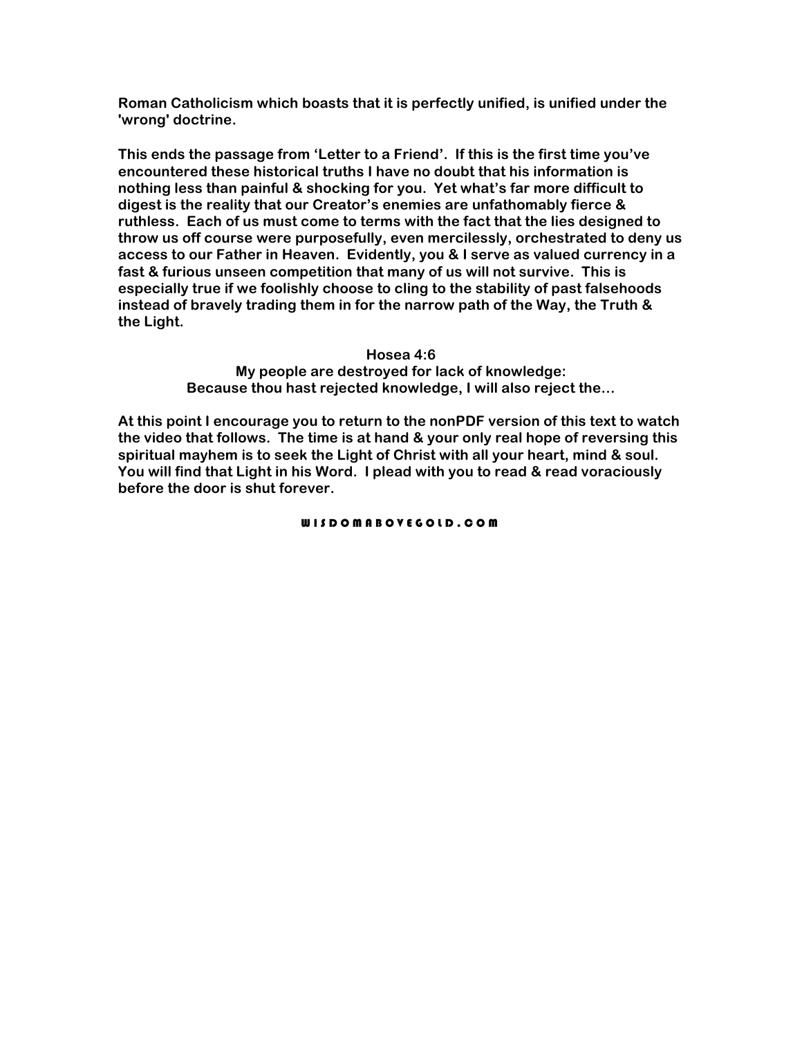**Roman Catholicism which boasts that it is perfectly unified, is unified under the 'wrong' doctrine.**

**This ends the passage from 'Letter to a Friend'. If this is the first time you've encountered these historical truths I have no doubt that his information is nothing less than painful & shocking for you. Yet what's far more difficult to digest is the reality that our Creator's enemies are unfathomably fierce & ruthless. Each of us must come to terms with the fact that the lies designed to throw us off course were purposefully, even mercilessly, orchestrated to deny us access to our Father in Heaven. Evidently, you & I serve as valued currency in a fast & furious unseen competition that many of us will not survive. This is especially true if we foolishly choose to cling to the stability of past falsehoods instead of bravely trading them in for the narrow path of the Way, the Truth & the Light.**

**Hosea 4:6**
**My people are destroyed for lack of knowledge:**
**Because thou hast rejected knowledge, I will also reject the…**

**At this point I encourage you to return to the nonPDF version of this text to watch the video that follows. The time is at hand & your only real hope of reversing this spiritual mayhem is to seek the Light of Christ with all your heart, mind & soul. You will find that Light in his Word. I plead with you to read & read voraciously before the door is shut forever.**

**WISDOMABOVEGOLD.COM**